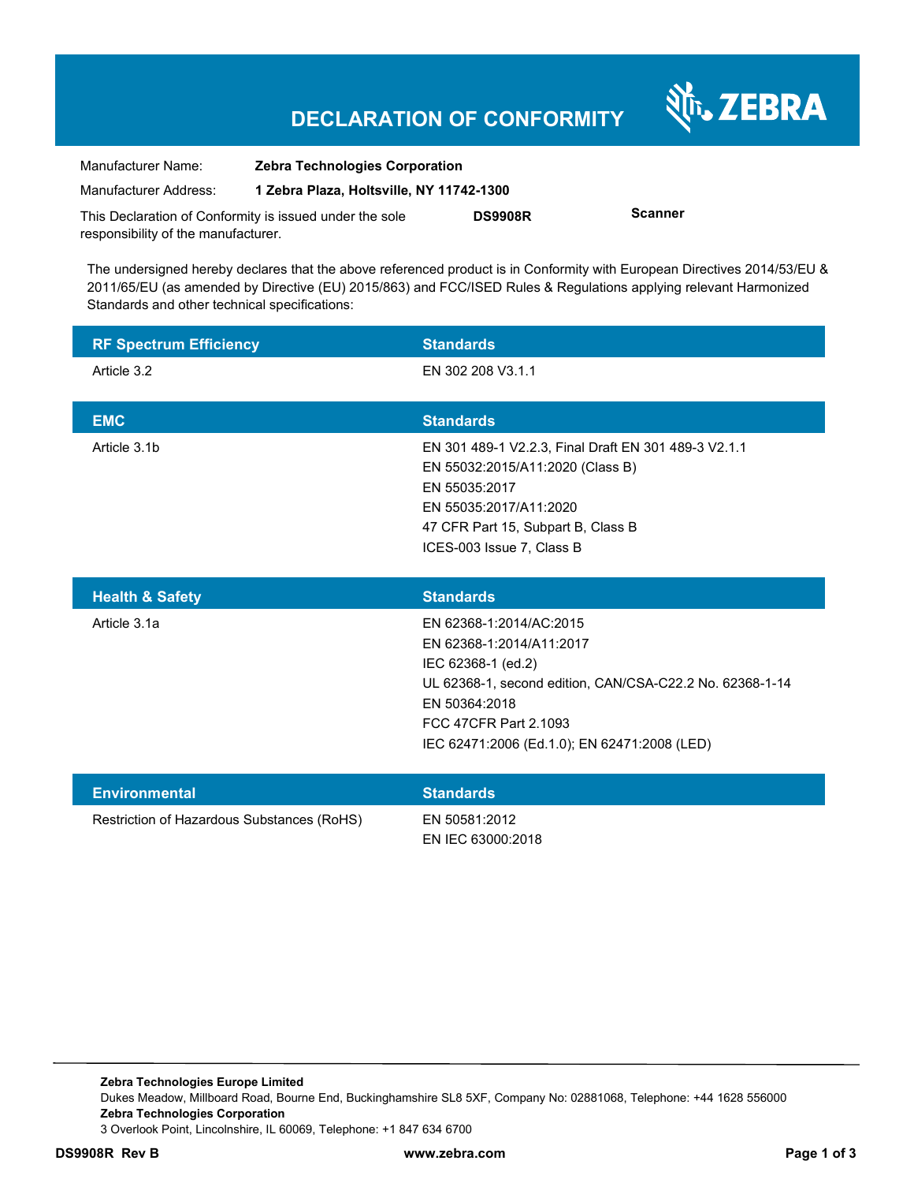# DECLARATION OF CONFORMITY

ZEBRA

| | |
|---|---|
| Manufacturer Name: | **Zebra Technologies Corporation** |
| Manufacturer Address: | **1 Zebra Plaza, Holtsville, NY 11742-1300** |

This Declaration of Conformity is issued under the sole responsibility of the manufacturer. **DS9908R** **Scanner**

The undersigned hereby declares that the above referenced product is in Conformity with European Directives 2014/53/EU & 2011/65/EU (as amended by Directive (EU) 2015/863) and FCC/ISED Rules & Regulations applying relevant Harmonized Standards and other technical specifications:

| RF Spectrum Efficiency | Standards |
|---|---|
| Article 3.2 | EN 302 208 V3.1.1 |

| EMC | Standards |
|---|---|
| Article 3.1b | EN 301 489-1 V2.2.3, Final Draft EN 301 489-3 V2.1.1<br>EN 55032:2015/A11:2020 (Class B)<br>EN 55035:2017<br>EN 55035:2017/A11:2020<br>47 CFR Part 15, Subpart B, Class B<br>ICES-003 Issue 7, Class B |

| Health & Safety | Standards |
|---|---|
| Article 3.1a | EN 62368-1:2014/AC:2015<br>EN 62368-1:2014/A11:2017<br>IEC 62368-1 (ed.2)<br>UL 62368-1, second edition, CAN/CSA-C22.2 No. 62368-1-14<br>EN 50364:2018<br>FCC 47CFR Part 2.1093<br>IEC 62471:2006 (Ed.1.0); EN 62471:2008 (LED) |

| Environmental | Standards |
|---|---|
| Restriction of Hazardous Substances (RoHS) | EN 50581:2012<br>EN IEC 63000:2018 |

**Zebra Technologies Europe Limited**
Dukes Meadow, Millboard Road, Bourne End, Buckinghamshire SL8 5XF, Company No: 02881068, Telephone: +44 1628 556000
**Zebra Technologies Corporation**
3 Overlook Point, Lincolnshire, IL 60069, Telephone: +1 847 634 6700

**DS9908R Rev B** **www.zebra.com**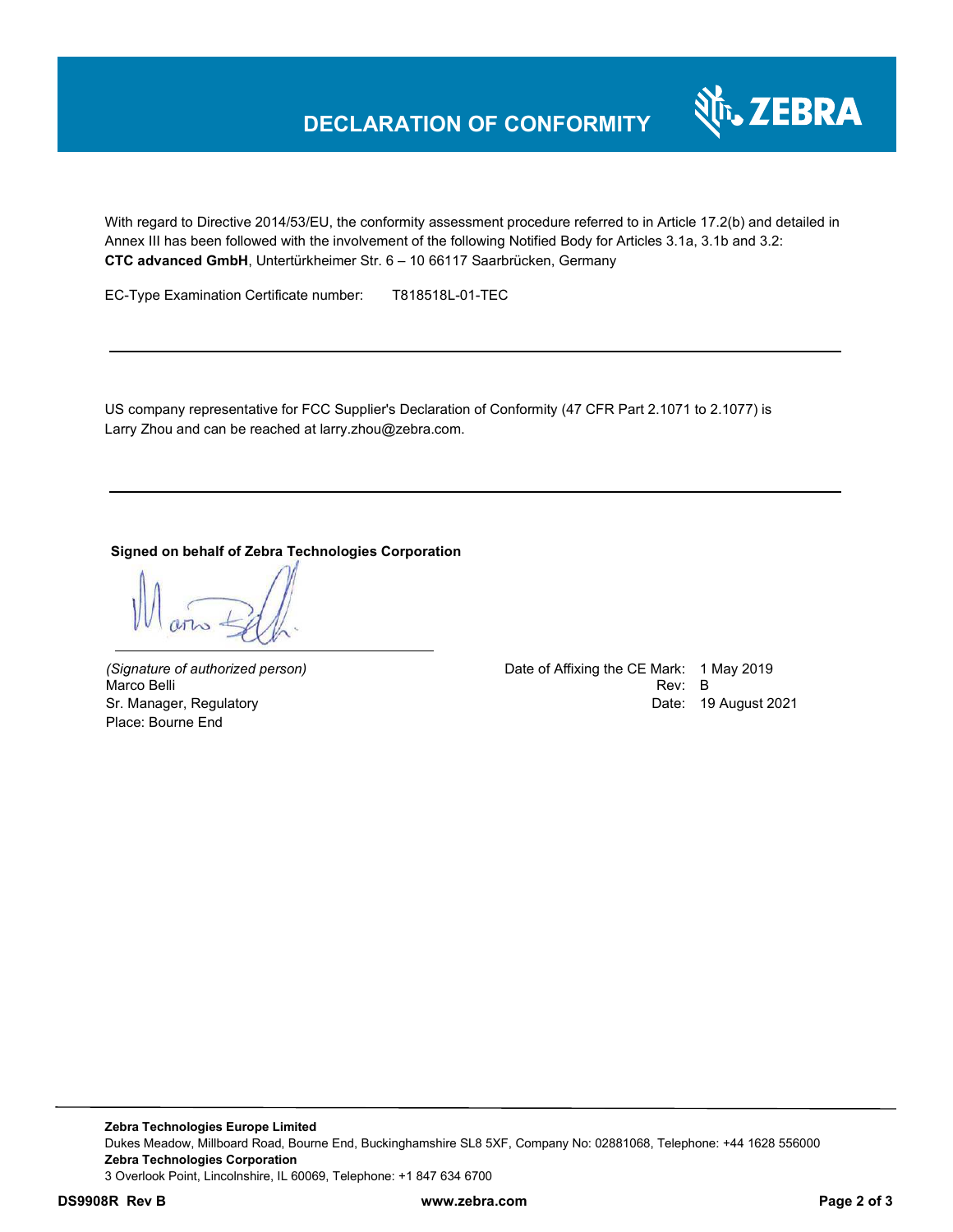# DECLARATION OF CONFORMITY

With regard to Directive 2014/53/EU, the conformity assessment procedure referred to in Article 17.2(b) and detailed in Annex III has been followed with the involvement of the following Notified Body for Articles 3.1a, 3.1b and 3.2:
**CTC advanced GmbH**, Untertürkheimer Str. 6 – 10 66117 Saarbrücken, Germany

EC-Type Examination Certificate number: T818518L-01-TEC

---

US company representative for FCC Supplier's Declaration of Conformity (47 CFR Part 2.1071 to 2.1077) is Larry Zhou and can be reached at larry.zhou@zebra.com.

---

**Signed on behalf of Zebra Technologies Corporation**

*(Signature of authorized person)*
Marco Belli
Sr. Manager, Regulatory
Place: Bourne End

Date of Affixing the CE Mark: 1 May 2019
Rev: B
Date: 19 August 2021

**Zebra Technologies Europe Limited**
Dukes Meadow, Millboard Road, Bourne End, Buckinghamshire SL8 5XF, Company No: 02881068, Telephone: +44 1628 556000
**Zebra Technologies Corporation**
3 Overlook Point, Lincolnshire, IL 60069, Telephone: +1 847 634 6700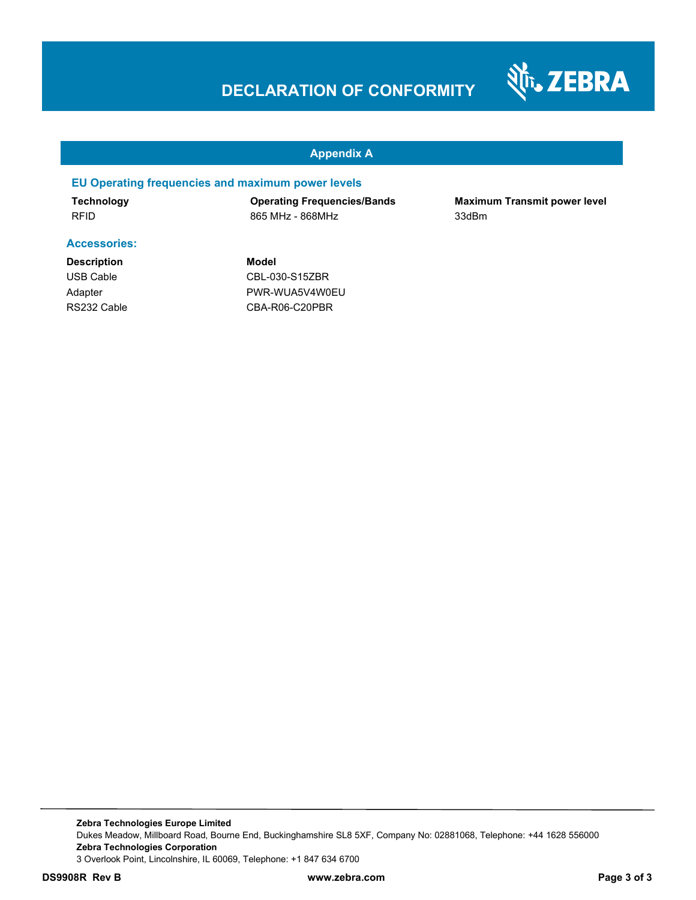# DECLARATION OF CONFORMITY

## Appendix A

### EU Operating frequencies and maximum power levels

| Technology | Operating Frequencies/Bands | Maximum Transmit power level |
|---|---|---|
| RFID | 865 MHz - 868MHz | 33dBm |

### Accessories:

| Description | Model |
|---|---|
| USB Cable | CBL-030-S15ZBR |
| Adapter | PWR-WUA5V4W0EU |
| RS232 Cable | CBA-R06-C20PBR |

**Zebra Technologies Europe Limited**
Dukes Meadow, Millboard Road, Bourne End, Buckinghamshire SL8 5XF, Company No: 02881068, Telephone: +44 1628 556000
**Zebra Technologies Corporation**
3 Overlook Point, Lincolnshire, IL 60069, Telephone: +1 847 634 6700

**DS9908R Rev B** **www.zebra.com**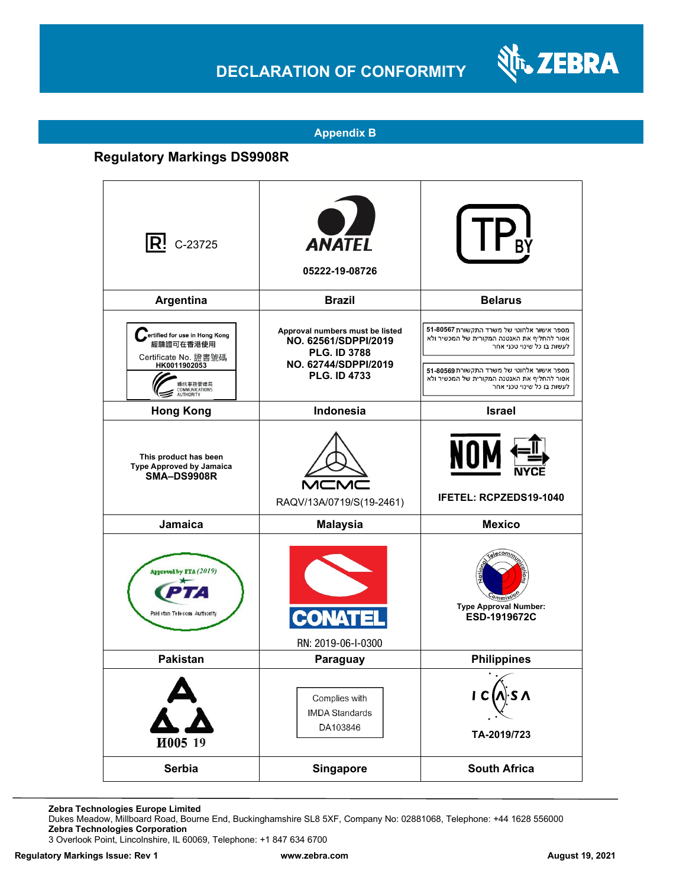# DECLARATION OF CONFORMITY

## Appendix B

### Regulatory Markings DS9908R

| C-23725 | 05222-19-08726 | |
|---|---|---|
| **Argentina** | **Brazil** | **Belarus** |
| Certified for use in Hong Kong 經驗證可在香港使用 Certificate No. 證書號碼 HK0011902053 通訊事務管理局 COMMUNICATIONS AUTHORITY | Approval numbers must be listed **NO. 62561/SDPPI/2019 PLG. ID 3788 NO. 62744/SDPPI/2019 PLG. ID 4733** | מספר אישור אלחוטי של משרד התקשורת 51-80567 אסור להחליף את האנטנה המקורית של המכשיר ולא לעשות בו כל שינוי טכני אחר <br> מספר אישור אלחוטי של משרד התקשורת 51-80569 אסור להחליף את האנטנה המקורית של המכשיר ולא לעשות בו כל שינוי טכני אחר |
| **Hong Kong** | **Indonesia** | **Israel** |
| This product has been Type Approved by Jamaica **SMA–DS9908R** | RAQV/13A/0719/S(19-2461) | NYCE <br> **IFETEL: RCPZEDS19-1040** |
| **Jamaica** | **Malaysia** | **Mexico** |
| Approved by PTA (2019) Pakistan Telecom Authority | RN: 2019-06-I-0300 | Type Approval Number: **ESD-1919672C** |
| **Pakistan** | **Paraguay** | **Philippines** |
| И005 19 | Complies with IMDA Standards DA103846 | TA-2019/723 |
| **Serbia** | **Singapore** | **South Africa** |

**Zebra Technologies Europe Limited**
Dukes Meadow, Millboard Road, Bourne End, Buckinghamshire SL8 5XF, Company No: 02881068, Telephone: +44 1628 556000
**Zebra Technologies Corporation**
3 Overlook Point, Lincolnshire, IL 60069, Telephone: +1 847 634 6700

**Regulatory Markings Issue: Rev 1** | **www.zebra.com** | **August 19, 2021**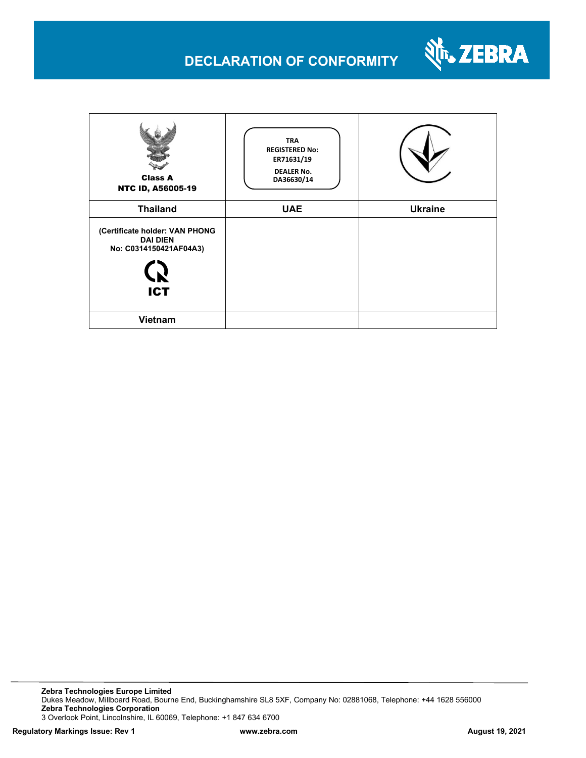# DECLARATION OF CONFORMITY

| | | |
|---|---|---|
| **Class A**<br>**NTC ID, A56005-19** | **TRA**<br>**REGISTERED No:**<br>**ER71631/19**<br>**DEALER No.**<br>**DA36630/14** | |
| **Thailand** | **UAE** | **Ukraine** |
| **(Certificate holder: VAN PHONG DAI DIEN No: C0314150421AF04A3)**<br>**ICT** | | |
| **Vietnam** | | |

**Zebra Technologies Europe Limited**
Dukes Meadow, Millboard Road, Bourne End, Buckinghamshire SL8 5XF, Company No: 02881068, Telephone: +44 1628 556000
**Zebra Technologies Corporation**
3 Overlook Point, Lincolnshire, IL 60069, Telephone: +1 847 634 6700

**Regulatory Markings Issue: Rev 1** **www.zebra.com** **August 19, 2021**